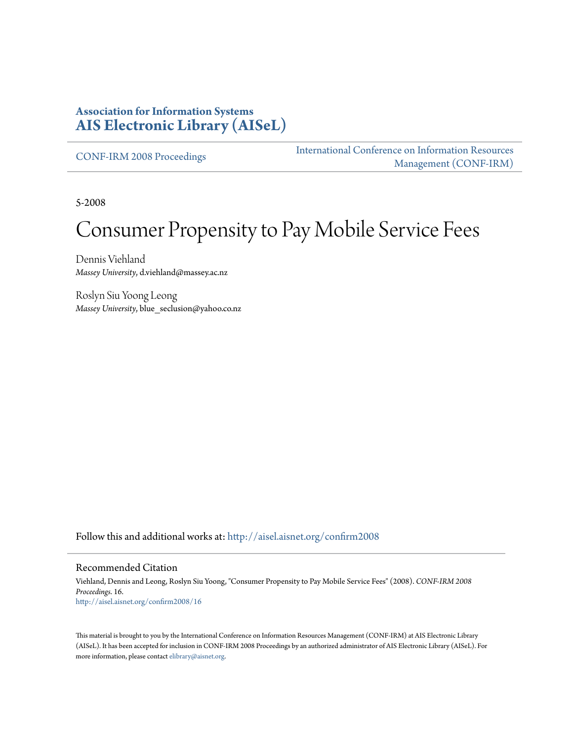**Association for Information Systems**
**AIS Electronic Library (AISeL)**

CONF-IRM 2008 Proceedings

International Conference on Information Resources Management (CONF-IRM)

5-2008

# Consumer Propensity to Pay Mobile Service Fees

Dennis Viehland
*Massey University*, d.viehland@massey.ac.nz

Roslyn Siu Yoong Leong
*Massey University*, blue_seclusion@yahoo.co.nz

Follow this and additional works at: http://aisel.aisnet.org/confirm2008

Recommended Citation

Viehland, Dennis and Leong, Roslyn Siu Yoong, "Consumer Propensity to Pay Mobile Service Fees" (2008). *CONF-IRM 2008 Proceedings*. 16.
http://aisel.aisnet.org/confirm2008/16

This material is brought to you by the International Conference on Information Resources Management (CONF-IRM) at AIS Electronic Library (AISeL). It has been accepted for inclusion in CONF-IRM 2008 Proceedings by an authorized administrator of AIS Electronic Library (AISeL). For more information, please contact elibrary@aisnet.org.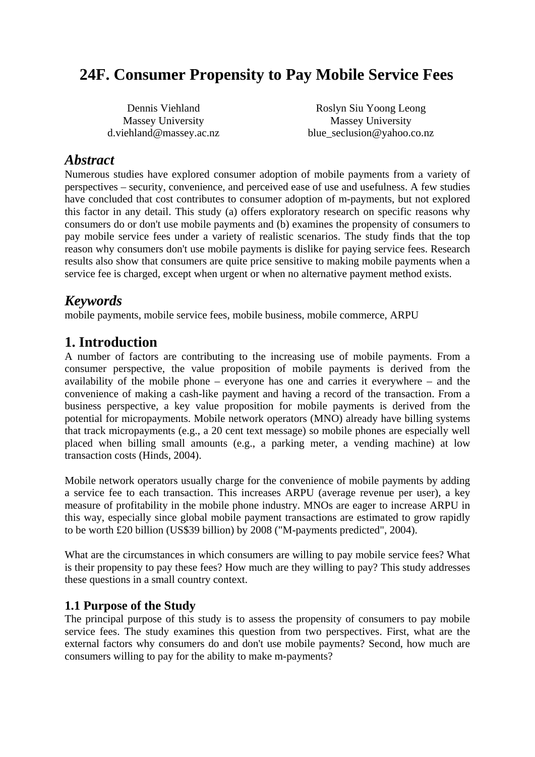# 24F. Consumer Propensity to Pay Mobile Service Fees

Dennis Viehland
Massey University
d.viehland@massey.ac.nz

Roslyn Siu Yoong Leong
Massey University
blue_seclusion@yahoo.co.nz

## *Abstract*

Numerous studies have explored consumer adoption of mobile payments from a variety of perspectives – security, convenience, and perceived ease of use and usefulness. A few studies have concluded that cost contributes to consumer adoption of m-payments, but not explored this factor in any detail. This study (a) offers exploratory research on specific reasons why consumers do or don't use mobile payments and (b) examines the propensity of consumers to pay mobile service fees under a variety of realistic scenarios. The study finds that the top reason why consumers don't use mobile payments is dislike for paying service fees. Research results also show that consumers are quite price sensitive to making mobile payments when a service fee is charged, except when urgent or when no alternative payment method exists.

## *Keywords*

mobile payments, mobile service fees, mobile business, mobile commerce, ARPU

## 1. Introduction

A number of factors are contributing to the increasing use of mobile payments. From a consumer perspective, the value proposition of mobile payments is derived from the availability of the mobile phone – everyone has one and carries it everywhere – and the convenience of making a cash-like payment and having a record of the transaction. From a business perspective, a key value proposition for mobile payments is derived from the potential for micropayments. Mobile network operators (MNO) already have billing systems that track micropayments (e.g., a 20 cent text message) so mobile phones are especially well placed when billing small amounts (e.g., a parking meter, a vending machine) at low transaction costs (Hinds, 2004).

Mobile network operators usually charge for the convenience of mobile payments by adding a service fee to each transaction. This increases ARPU (average revenue per user), a key measure of profitability in the mobile phone industry. MNOs are eager to increase ARPU in this way, especially since global mobile payment transactions are estimated to grow rapidly to be worth £20 billion (US$39 billion) by 2008 ("M-payments predicted", 2004).

What are the circumstances in which consumers are willing to pay mobile service fees? What is their propensity to pay these fees? How much are they willing to pay? This study addresses these questions in a small country context.

### 1.1 Purpose of the Study

The principal purpose of this study is to assess the propensity of consumers to pay mobile service fees. The study examines this question from two perspectives. First, what are the external factors why consumers do and don't use mobile payments? Second, how much are consumers willing to pay for the ability to make m-payments?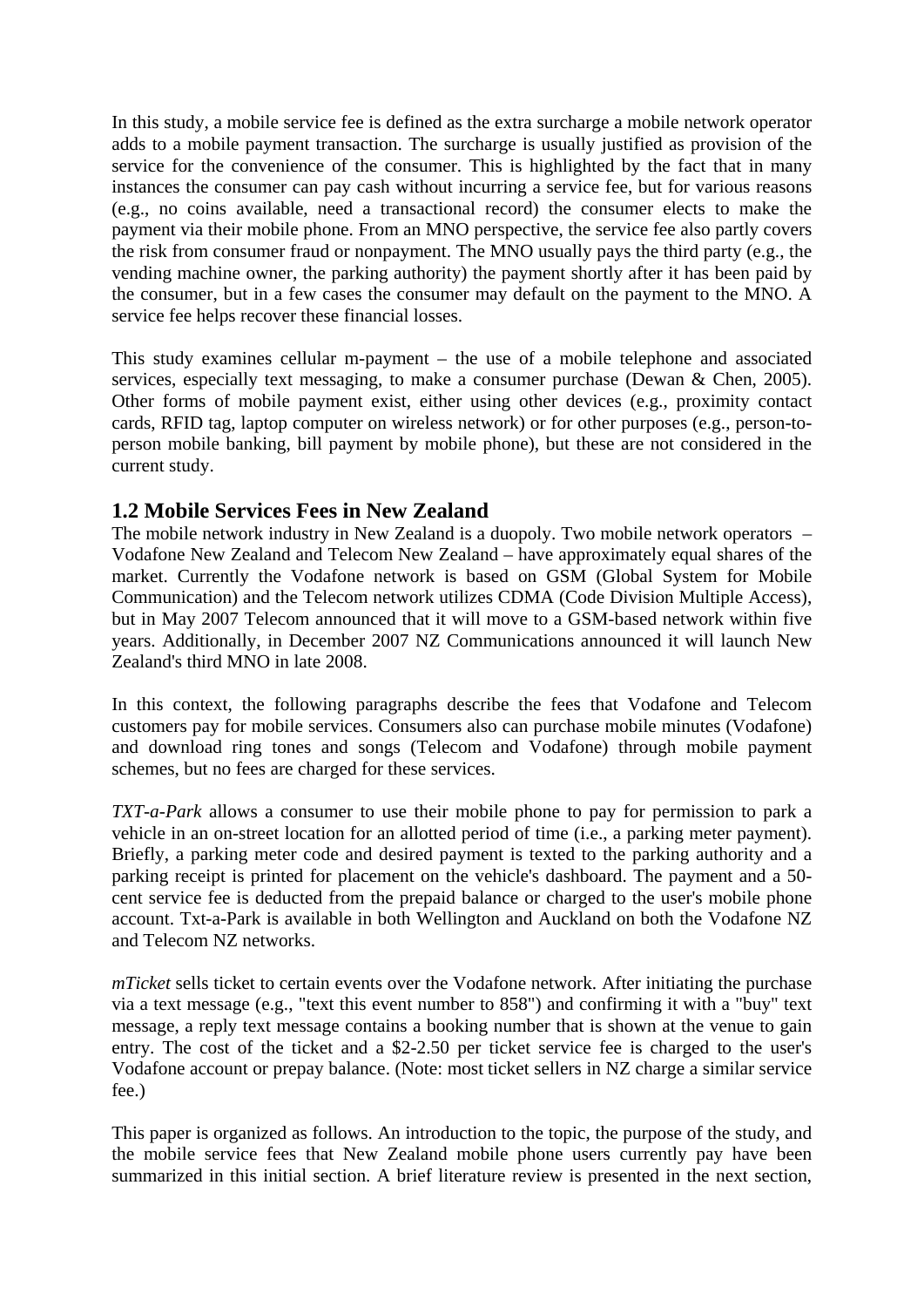In this study, a mobile service fee is defined as the extra surcharge a mobile network operator adds to a mobile payment transaction. The surcharge is usually justified as provision of the service for the convenience of the consumer. This is highlighted by the fact that in many instances the consumer can pay cash without incurring a service fee, but for various reasons (e.g., no coins available, need a transactional record) the consumer elects to make the payment via their mobile phone. From an MNO perspective, the service fee also partly covers the risk from consumer fraud or nonpayment. The MNO usually pays the third party (e.g., the vending machine owner, the parking authority) the payment shortly after it has been paid by the consumer, but in a few cases the consumer may default on the payment to the MNO. A service fee helps recover these financial losses.

This study examines cellular m-payment – the use of a mobile telephone and associated services, especially text messaging, to make a consumer purchase (Dewan & Chen, 2005). Other forms of mobile payment exist, either using other devices (e.g., proximity contact cards, RFID tag, laptop computer on wireless network) or for other purposes (e.g., person-to-person mobile banking, bill payment by mobile phone), but these are not considered in the current study.

## 1.2 Mobile Services Fees in New Zealand

The mobile network industry in New Zealand is a duopoly. Two mobile network operators – Vodafone New Zealand and Telecom New Zealand – have approximately equal shares of the market. Currently the Vodafone network is based on GSM (Global System for Mobile Communication) and the Telecom network utilizes CDMA (Code Division Multiple Access), but in May 2007 Telecom announced that it will move to a GSM-based network within five years. Additionally, in December 2007 NZ Communications announced it will launch New Zealand's third MNO in late 2008.

In this context, the following paragraphs describe the fees that Vodafone and Telecom customers pay for mobile services. Consumers also can purchase mobile minutes (Vodafone) and download ring tones and songs (Telecom and Vodafone) through mobile payment schemes, but no fees are charged for these services.

*TXT-a-Park* allows a consumer to use their mobile phone to pay for permission to park a vehicle in an on-street location for an allotted period of time (i.e., a parking meter payment). Briefly, a parking meter code and desired payment is texted to the parking authority and a parking receipt is printed for placement on the vehicle's dashboard. The payment and a 50-cent service fee is deducted from the prepaid balance or charged to the user's mobile phone account. Txt-a-Park is available in both Wellington and Auckland on both the Vodafone NZ and Telecom NZ networks.

*mTicket* sells ticket to certain events over the Vodafone network. After initiating the purchase via a text message (e.g., "text this event number to 858") and confirming it with a "buy" text message, a reply text message contains a booking number that is shown at the venue to gain entry. The cost of the ticket and a $2-2.50 per ticket service fee is charged to the user's Vodafone account or prepay balance. (Note: most ticket sellers in NZ charge a similar service fee.)

This paper is organized as follows. An introduction to the topic, the purpose of the study, and the mobile service fees that New Zealand mobile phone users currently pay have been summarized in this initial section. A brief literature review is presented in the next section,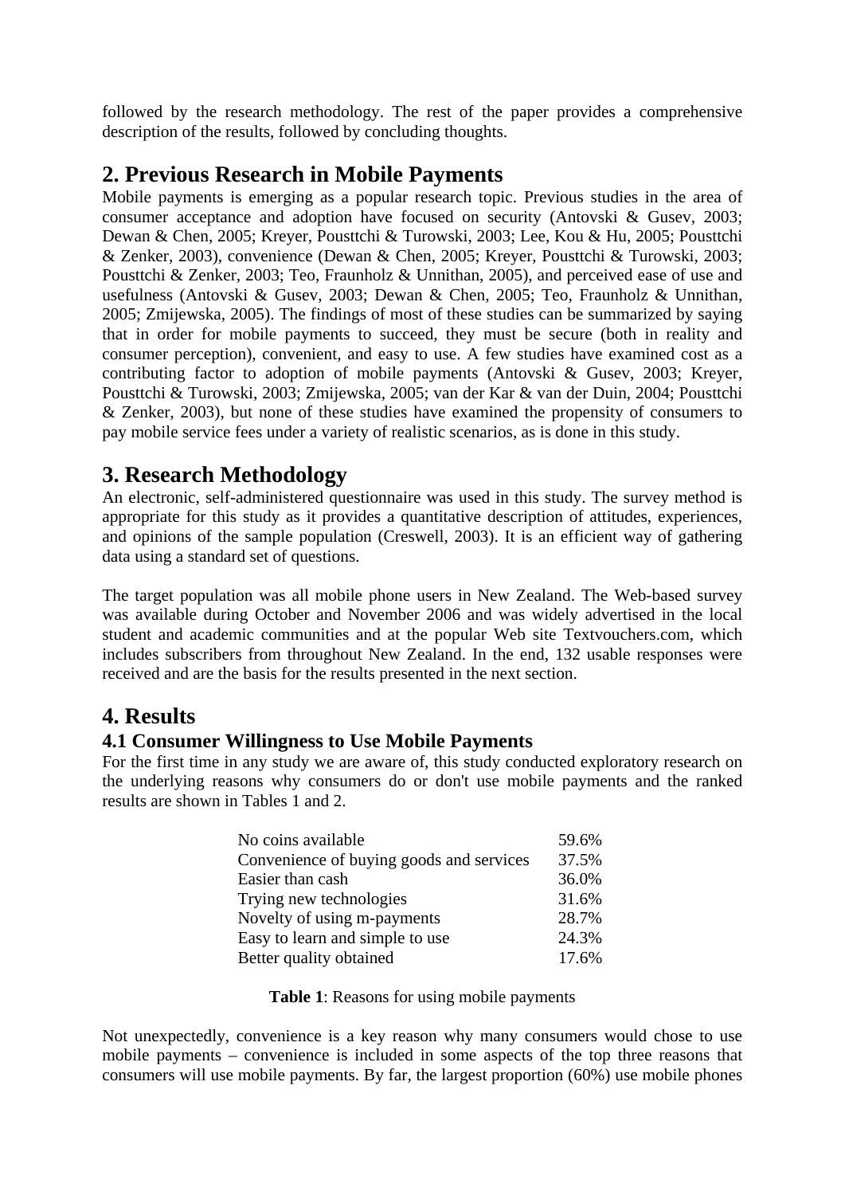followed by the research methodology. The rest of the paper provides a comprehensive description of the results, followed by concluding thoughts.

## 2. Previous Research in Mobile Payments

Mobile payments is emerging as a popular research topic. Previous studies in the area of consumer acceptance and adoption have focused on security (Antovski & Gusev, 2003; Dewan & Chen, 2005; Kreyer, Pousttchi & Turowski, 2003; Lee, Kou & Hu, 2005; Pousttchi & Zenker, 2003), convenience (Dewan & Chen, 2005; Kreyer, Pousttchi & Turowski, 2003; Pousttchi & Zenker, 2003; Teo, Fraunholz & Unnithan, 2005), and perceived ease of use and usefulness (Antovski & Gusev, 2003; Dewan & Chen, 2005; Teo, Fraunholz & Unnithan, 2005; Zmijewska, 2005). The findings of most of these studies can be summarized by saying that in order for mobile payments to succeed, they must be secure (both in reality and consumer perception), convenient, and easy to use. A few studies have examined cost as a contributing factor to adoption of mobile payments (Antovski & Gusev, 2003; Kreyer, Pousttchi & Turowski, 2003; Zmijewska, 2005; van der Kar & van der Duin, 2004; Pousttchi & Zenker, 2003), but none of these studies have examined the propensity of consumers to pay mobile service fees under a variety of realistic scenarios, as is done in this study.

## 3. Research Methodology

An electronic, self-administered questionnaire was used in this study. The survey method is appropriate for this study as it provides a quantitative description of attitudes, experiences, and opinions of the sample population (Creswell, 2003). It is an efficient way of gathering data using a standard set of questions.

The target population was all mobile phone users in New Zealand. The Web-based survey was available during October and November 2006 and was widely advertised in the local student and academic communities and at the popular Web site Textvouchers.com, which includes subscribers from throughout New Zealand. In the end, 132 usable responses were received and are the basis for the results presented in the next section.

## 4. Results

### 4.1 Consumer Willingness to Use Mobile Payments

For the first time in any study we are aware of, this study conducted exploratory research on the underlying reasons why consumers do or don't use mobile payments and the ranked results are shown in Tables 1 and 2.

| Reason | % |
|---|---|
| No coins available | 59.6% |
| Convenience of buying goods and services | 37.5% |
| Easier than cash | 36.0% |
| Trying new technologies | 31.6% |
| Novelty of using m-payments | 28.7% |
| Easy to learn and simple to use | 24.3% |
| Better quality obtained | 17.6% |

**Table 1**: Reasons for using mobile payments

Not unexpectedly, convenience is a key reason why many consumers would chose to use mobile payments – convenience is included in some aspects of the top three reasons that consumers will use mobile payments. By far, the largest proportion (60%) use mobile phones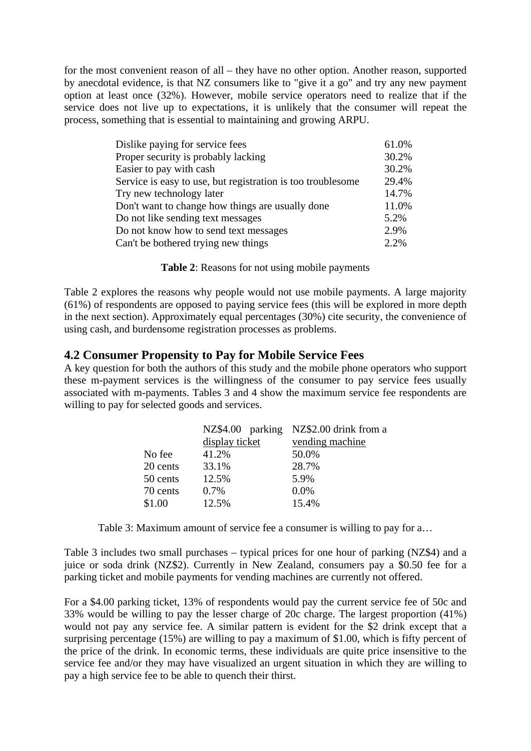for the most convenient reason of all – they have no other option. Another reason, supported by anecdotal evidence, is that NZ consumers like to "give it a go" and try any new payment option at least once (32%). However, mobile service operators need to realize that if the service does not live up to expectations, it is unlikely that the consumer will repeat the process, something that is essential to maintaining and growing ARPU.

| | |
|---|---|
| Dislike paying for service fees | 61.0% |
| Proper security is probably lacking | 30.2% |
| Easier to pay with cash | 30.2% |
| Service is easy to use, but registration is too troublesome | 29.4% |
| Try new technology later | 14.7% |
| Don't want to change how things are usually done | 11.0% |
| Do not like sending text messages | 5.2% |
| Do not know how to send text messages | 2.9% |
| Can't be bothered trying new things | 2.2% |

**Table 2**: Reasons for not using mobile payments

Table 2 explores the reasons why people would not use mobile payments. A large majority (61%) of respondents are opposed to paying service fees (this will be explored in more depth in the next section). Approximately equal percentages (30%) cite security, the convenience of using cash, and burdensome registration processes as problems.

## 4.2 Consumer Propensity to Pay for Mobile Service Fees

A key question for both the authors of this study and the mobile phone operators who support these m-payment services is the willingness of the consumer to pay service fees usually associated with m-payments. Tables 3 and 4 show the maximum service fee respondents are willing to pay for selected goods and services.

| | NZ$4.00 parking display ticket | NZ$2.00 drink from a vending machine |
|---|---|---|
| No fee | 41.2% | 50.0% |
| 20 cents | 33.1% | 28.7% |
| 50 cents | 12.5% | 5.9% |
| 70 cents | 0.7% | 0.0% |
| $1.00 | 12.5% | 15.4% |

Table 3: Maximum amount of service fee a consumer is willing to pay for a…

Table 3 includes two small purchases – typical prices for one hour of parking (NZ$4) and a juice or soda drink (NZ$2). Currently in New Zealand, consumers pay a $0.50 fee for a parking ticket and mobile payments for vending machines are currently not offered.

For a $4.00 parking ticket, 13% of respondents would pay the current service fee of 50c and 33% would be willing to pay the lesser charge of 20c charge. The largest proportion (41%) would not pay any service fee. A similar pattern is evident for the $2 drink except that a surprising percentage (15%) are willing to pay a maximum of $1.00, which is fifty percent of the price of the drink. In economic terms, these individuals are quite price insensitive to the service fee and/or they may have visualized an urgent situation in which they are willing to pay a high service fee to be able to quench their thirst.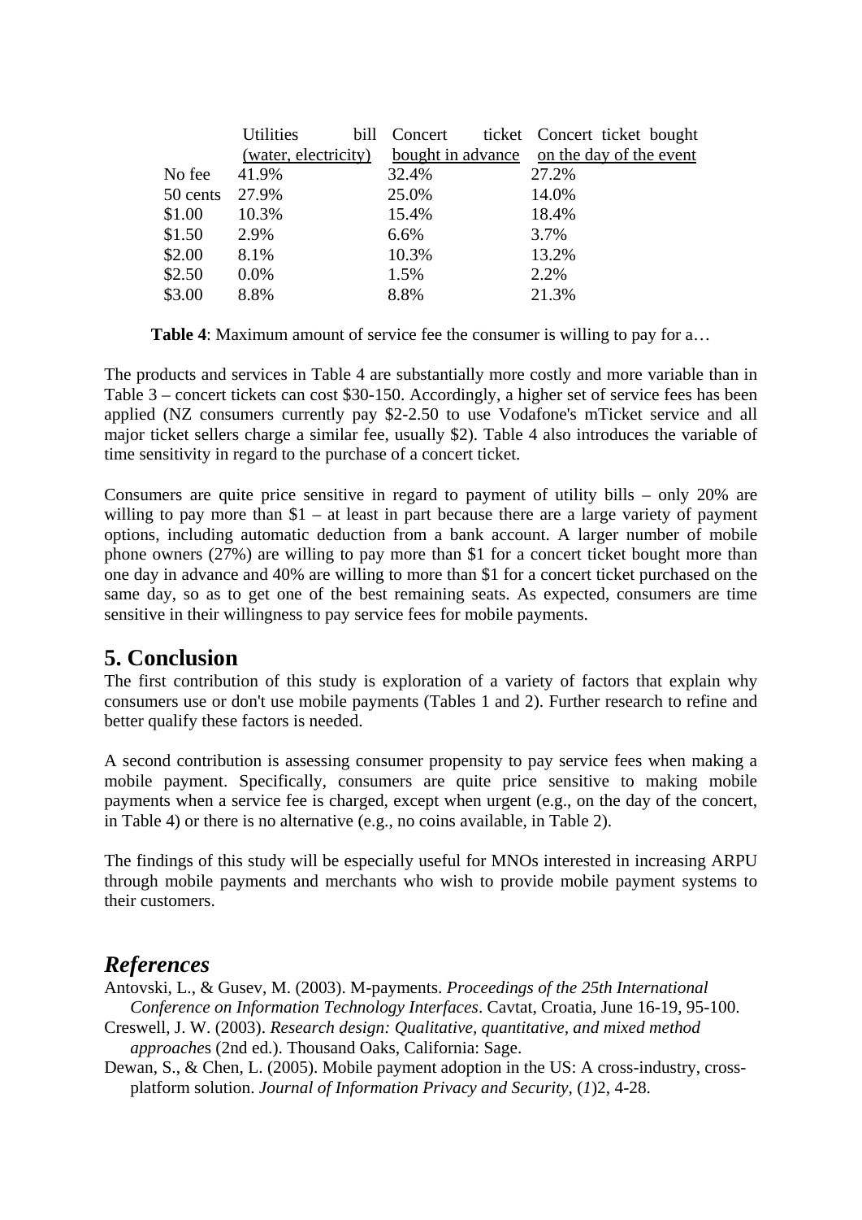| | Utilities bill (water, electricity) | Concert ticket bought in advance | Concert ticket bought on the day of the event |
|---|---|---|---|
| No fee | 41.9% | 32.4% | 27.2% |
| 50 cents | 27.9% | 25.0% | 14.0% |
| $1.00 | 10.3% | 15.4% | 18.4% |
| $1.50 | 2.9% | 6.6% | 3.7% |
| $2.00 | 8.1% | 10.3% | 13.2% |
| $2.50 | 0.0% | 1.5% | 2.2% |
| $3.00 | 8.8% | 8.8% | 21.3% |

**Table 4**: Maximum amount of service fee the consumer is willing to pay for a…

The products and services in Table 4 are substantially more costly and more variable than in Table 3 – concert tickets can cost $30-150. Accordingly, a higher set of service fees has been applied (NZ consumers currently pay $2-2.50 to use Vodafone's mTicket service and all major ticket sellers charge a similar fee, usually $2). Table 4 also introduces the variable of time sensitivity in regard to the purchase of a concert ticket.

Consumers are quite price sensitive in regard to payment of utility bills – only 20% are willing to pay more than $1 – at least in part because there are a large variety of payment options, including automatic deduction from a bank account. A larger number of mobile phone owners (27%) are willing to pay more than $1 for a concert ticket bought more than one day in advance and 40% are willing to more than $1 for a concert ticket purchased on the same day, so as to get one of the best remaining seats. As expected, consumers are time sensitive in their willingness to pay service fees for mobile payments.

## 5. Conclusion

The first contribution of this study is exploration of a variety of factors that explain why consumers use or don't use mobile payments (Tables 1 and 2). Further research to refine and better qualify these factors is needed.

A second contribution is assessing consumer propensity to pay service fees when making a mobile payment. Specifically, consumers are quite price sensitive to making mobile payments when a service fee is charged, except when urgent (e.g., on the day of the concert, in Table 4) or there is no alternative (e.g., no coins available, in Table 2).

The findings of this study will be especially useful for MNOs interested in increasing ARPU through mobile payments and merchants who wish to provide mobile payment systems to their customers.

## *References*

Antovski, L., & Gusev, M. (2003). M-payments. *Proceedings of the 25th International Conference on Information Technology Interfaces*. Cavtat, Croatia, June 16-19, 95-100.

Creswell, J. W. (2003). *Research design: Qualitative, quantitative, and mixed method approache*s (2nd ed.). Thousand Oaks, California: Sage.

Dewan, S., & Chen, L. (2005). Mobile payment adoption in the US: A cross-industry, cross-platform solution. *Journal of Information Privacy and Security*, (*1*)2, 4-28.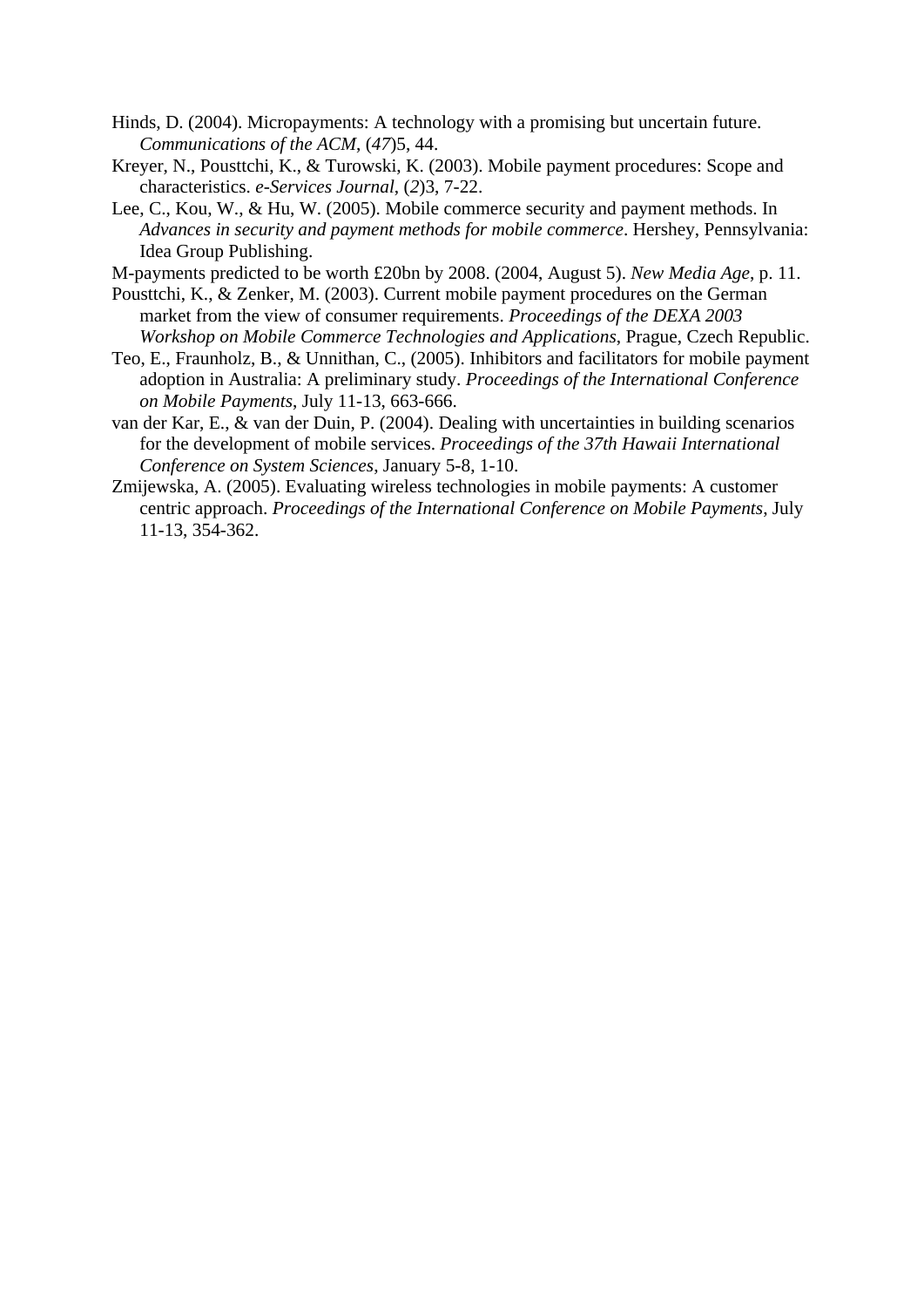Hinds, D. (2004). Micropayments: A technology with a promising but uncertain future. *Communications of the ACM*, (*47*)5, 44.

Kreyer, N., Pousttchi, K., & Turowski, K. (2003). Mobile payment procedures: Scope and characteristics. *e-Services Journal*, (*2*)3, 7-22.

Lee, C., Kou, W., & Hu, W. (2005). Mobile commerce security and payment methods. In *Advances in security and payment methods for mobile commerce*. Hershey, Pennsylvania: Idea Group Publishing.

M-payments predicted to be worth £20bn by 2008. (2004, August 5). *New Media Age*, p. 11.

Pousttchi, K., & Zenker, M. (2003). Current mobile payment procedures on the German market from the view of consumer requirements. *Proceedings of the DEXA 2003 Workshop on Mobile Commerce Technologies and Applications*, Prague, Czech Republic.

Teo, E., Fraunholz, B., & Unnithan, C., (2005). Inhibitors and facilitators for mobile payment adoption in Australia: A preliminary study. *Proceedings of the International Conference on Mobile Payments*, July 11-13, 663-666.

van der Kar, E., & van der Duin, P. (2004). Dealing with uncertainties in building scenarios for the development of mobile services. *Proceedings of the 37th Hawaii International Conference on System Sciences*, January 5-8, 1-10.

Zmijewska, A. (2005). Evaluating wireless technologies in mobile payments: A customer centric approach. *Proceedings of the International Conference on Mobile Payments*, July 11-13, 354-362.